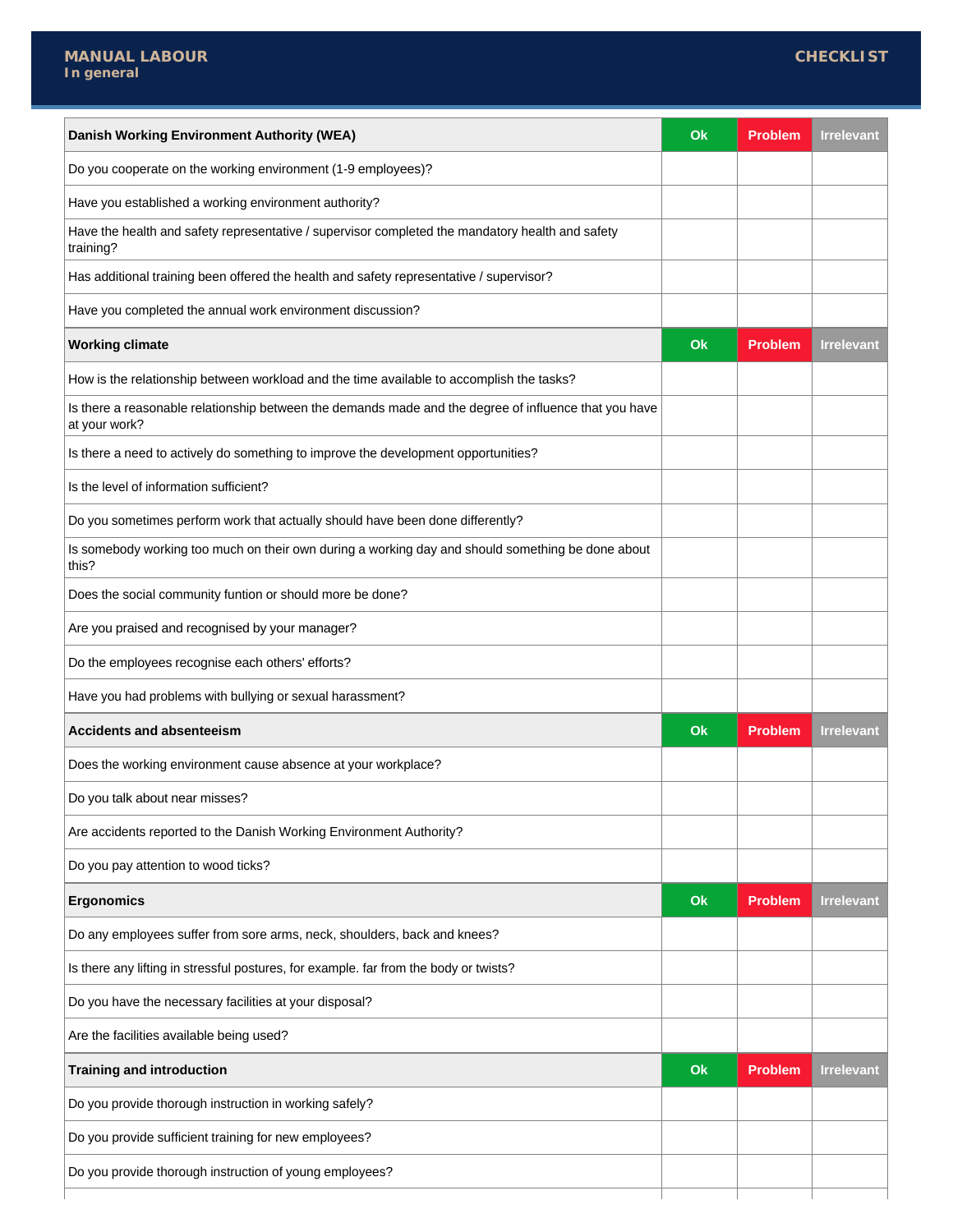# MANUAL LABOUR

## In general

CHECKLIST

| Danish Working Environment Authority (WEA) | Ok | Problem | Irrelevant |
|---|---|---|---|
| Do you cooperate on the working environment (1-9 employees)? | | | |
| Have you established a working environment authority? | | | |
| Have the health and safety representative / supervisor completed the mandatory health and safety training? | | | |
| Has additional training been offered the health and safety representative / supervisor? | | | |
| Have you completed the annual work environment discussion? | | | |
| **Working climate** | **Ok** | **Problem** | **Irrelevant** |
| How is the relationship between workload and the time available to accomplish the tasks? | | | |
| Is there a reasonable relationship between the demands made and the degree of influence that you have at your work? | | | |
| Is there a need to actively do something to improve the development opportunities? | | | |
| Is the level of information sufficient? | | | |
| Do you sometimes perform work that actually should have been done differently? | | | |
| Is somebody working too much on their own during a working day and should something be done about this? | | | |
| Does the social community funtion or should more be done? | | | |
| Are you praised and recognised by your manager? | | | |
| Do the employees recognise each others' efforts? | | | |
| Have you had problems with bullying or sexual harassment? | | | |
| **Accidents and absenteeism** | **Ok** | **Problem** | **Irrelevant** |
| Does the working environment cause absence at your workplace? | | | |
| Do you talk about near misses? | | | |
| Are accidents reported to the Danish Working Environment Authority? | | | |
| Do you pay attention to wood ticks? | | | |
| **Ergonomics** | **Ok** | **Problem** | **Irrelevant** |
| Do any employees suffer from sore arms, neck, shoulders, back and knees? | | | |
| Is there any lifting in stressful postures, for example. far from the body or twists? | | | |
| Do you have the necessary facilities at your disposal? | | | |
| Are the facilities available being used? | | | |
| **Training and introduction** | **Ok** | **Problem** | **Irrelevant** |
| Do you provide thorough instruction in working safely? | | | |
| Do you provide sufficient training for new employees? | | | |
| Do you provide thorough instruction of young employees? | | | |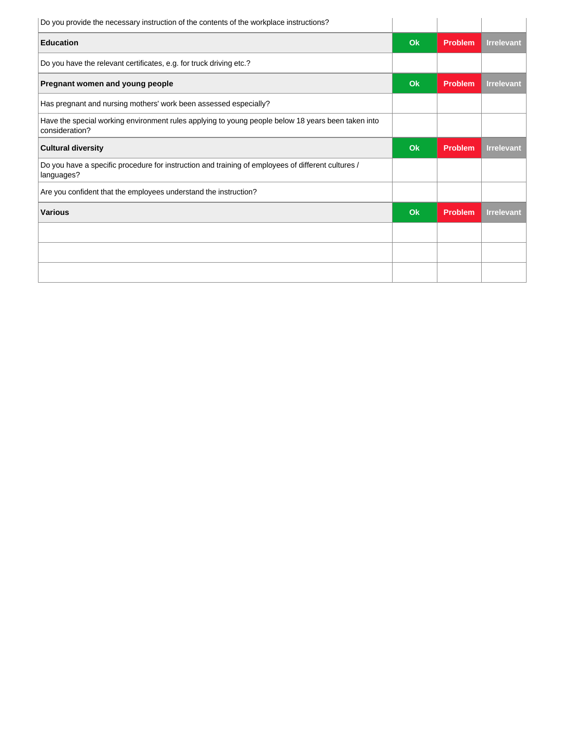| | | | |
|---|---|---|---|
| Do you provide the necessary instruction of the contents of the workplace instructions? | | | |
| **Education** | **Ok** | **Problem** | **Irrelevant** |
| Do you have the relevant certificates, e.g. for truck driving etc.? | | | |
| **Pregnant women and young people** | **Ok** | **Problem** | **Irrelevant** |
| Has pregnant and nursing mothers' work been assessed especially? | | | |
| Have the special working environment rules applying to young people below 18 years been taken into consideration? | | | |
| **Cultural diversity** | **Ok** | **Problem** | **Irrelevant** |
| Do you have a specific procedure for instruction and training of employees of different cultures / languages? | | | |
| Are you confident that the employees understand the instruction? | | | |
| **Various** | **Ok** | **Problem** | **Irrelevant** |
| | | | |
| | | | |
| | | | |